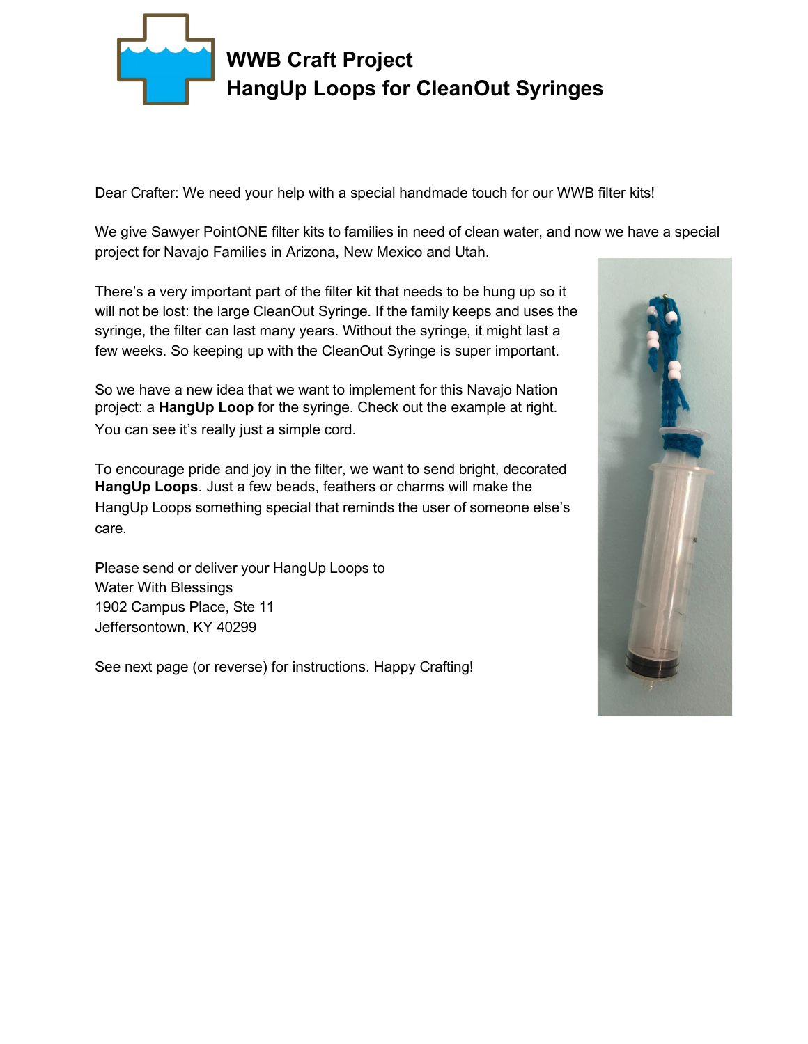# WWB Craft Project
# HangUp Loops for CleanOut Syringes

Dear Crafter: We need your help with a special handmade touch for our WWB filter kits!

We give Sawyer PointONE filter kits to families in need of clean water, and now we have a special project for Navajo Families in Arizona, New Mexico and Utah.

There's a very important part of the filter kit that needs to be hung up so it will not be lost: the large CleanOut Syringe. If the family keeps and uses the syringe, the filter can last many years. Without the syringe, it might last a few weeks. So keeping up with the CleanOut Syringe is super important.

So we have a new idea that we want to implement for this Navajo Nation project: a **HangUp Loop** for the syringe. Check out the example at right. You can see it's really just a simple cord.

To encourage pride and joy in the filter, we want to send bright, decorated **HangUp Loops**. Just a few beads, feathers or charms will make the HangUp Loops something special that reminds the user of someone else's care.

Please send or deliver your HangUp Loops to
Water With Blessings
1902 Campus Place, Ste 11
Jeffersontown, KY 40299

See next page (or reverse) for instructions. Happy Crafting!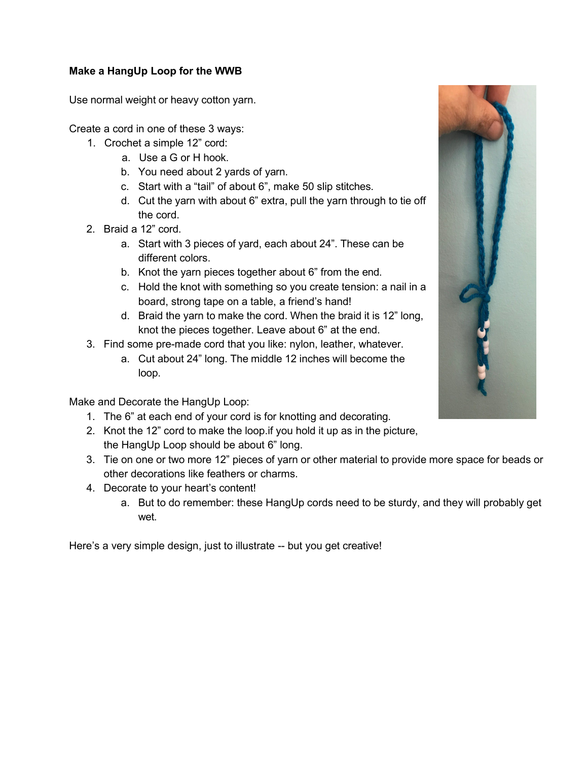**Make a HangUp Loop for the WWB**

Use normal weight or heavy cotton yarn.

Create a cord in one of these 3 ways:

1. Crochet a simple 12" cord:
   a. Use a G or H hook.
   b. You need about 2 yards of yarn.
   c. Start with a "tail" of about 6", make 50 slip stitches.
   d. Cut the yarn with about 6" extra, pull the yarn through to tie off the cord.
2. Braid a 12" cord.
   a. Start with 3 pieces of yard, each about 24". These can be different colors.
   b. Knot the yarn pieces together about 6" from the end.
   c. Hold the knot with something so you create tension: a nail in a board, strong tape on a table, a friend's hand!
   d. Braid the yarn to make the cord. When the braid it is 12" long, knot the pieces together. Leave about 6" at the end.
3. Find some pre-made cord that you like: nylon, leather, whatever.
   a. Cut about 24" long. The middle 12 inches will become the loop.

Make and Decorate the HangUp Loop:

1. The 6" at each end of your cord is for knotting and decorating.
2. Knot the 12" cord to make the loop.if you hold it up as in the picture, the HangUp Loop should be about 6" long.
3. Tie on one or two more 12" pieces of yarn or other material to provide more space for beads or other decorations like feathers or charms.
4. Decorate to your heart's content!
   a. But to do remember: these HangUp cords need to be sturdy, and they will probably get wet.

Here's a very simple design, just to illustrate -- but you get creative!